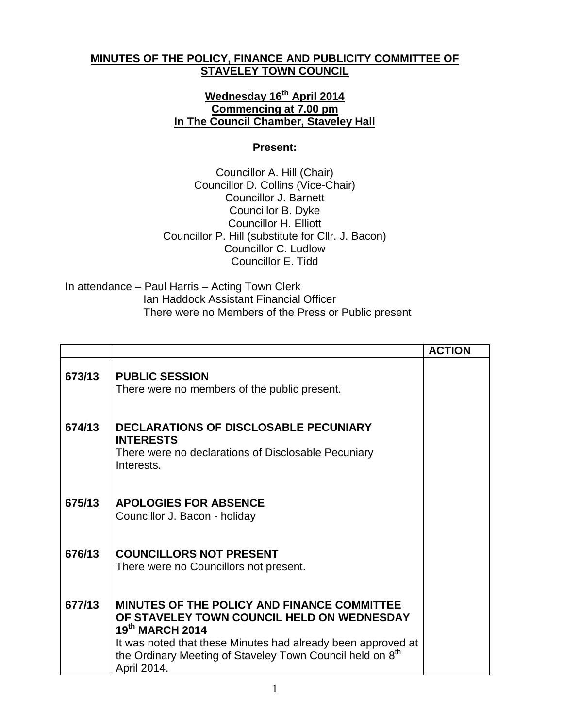**MINUTES OF THE POLICY, FINANCE AND PUBLICITY COMMITTEE OF STAVELEY TOWN COUNCIL**

**Wednesday 16th April 2014**
**Commencing at 7.00 pm**
**In The Council Chamber, Staveley Hall**

**Present:**

Councillor A. Hill (Chair)
Councillor D. Collins (Vice-Chair)
Councillor J. Barnett
Councillor B. Dyke
Councillor H. Elliott
Councillor P. Hill (substitute for Cllr. J. Bacon)
Councillor C. Ludlow
Councillor E. Tidd

In attendance – Paul Harris – Acting Town Clerk
Ian Haddock Assistant Financial Officer
There were no Members of the Press or Public present

| | | **ACTION** |
|---|---|---|
| **673/13** | **PUBLIC SESSION**<br>There were no members of the public present. | |
| **674/13** | **DECLARATIONS OF DISCLOSABLE PECUNIARY INTERESTS**<br>There were no declarations of Disclosable Pecuniary Interests. | |
| **675/13** | **APOLOGIES FOR ABSENCE**<br>Councillor J. Bacon - holiday | |
| **676/13** | **COUNCILLORS NOT PRESENT**<br>There were no Councillors not present. | |
| **677/13** | **MINUTES OF THE POLICY AND FINANCE COMMITTEE OF STAVELEY TOWN COUNCIL HELD ON WEDNESDAY 19th MARCH 2014**<br>It was noted that these Minutes had already been approved at the Ordinary Meeting of Staveley Town Council held on 8th April 2014. | |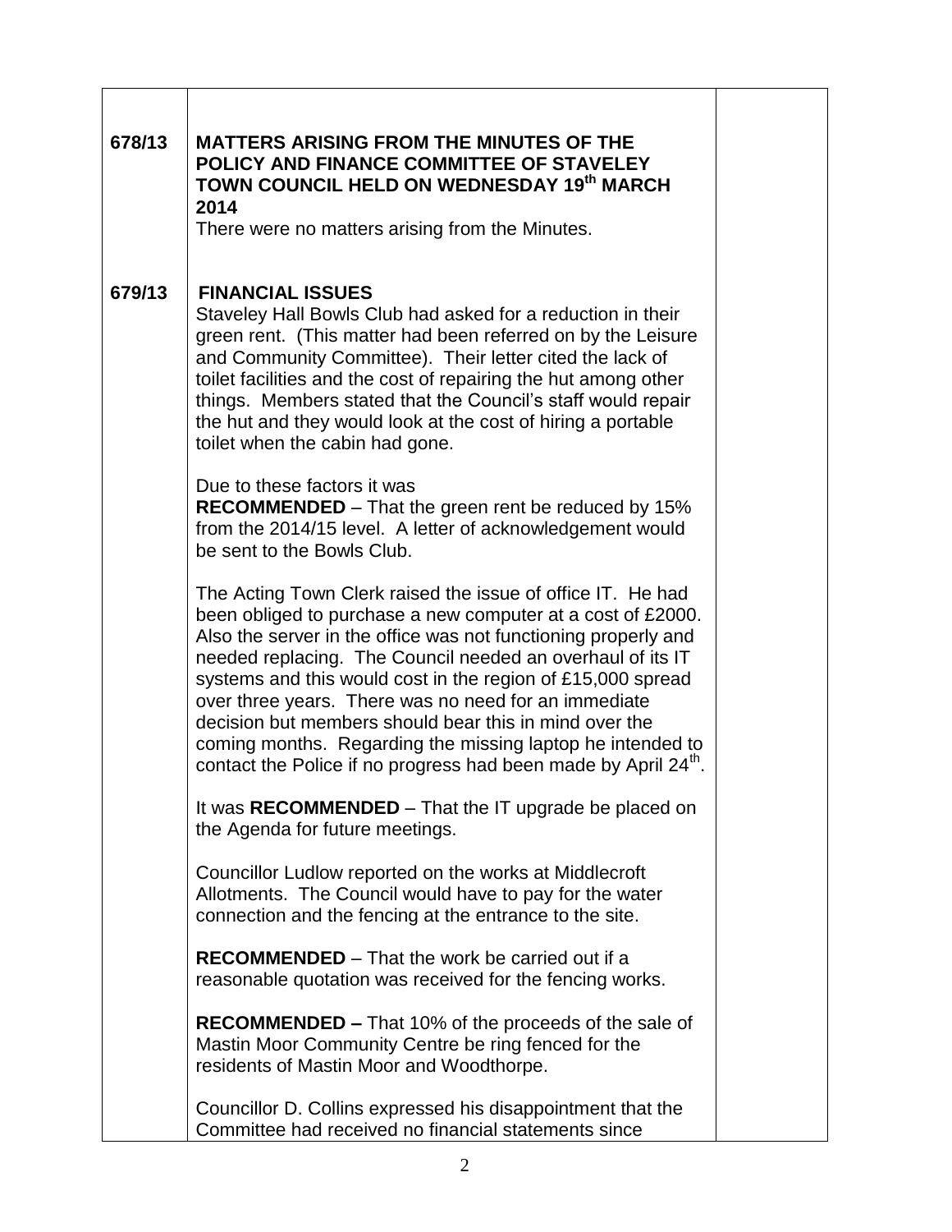| | | |
|---|---|---|
| **678/13** | **MATTERS ARISING FROM THE MINUTES OF THE POLICY AND FINANCE COMMITTEE OF STAVELEY TOWN COUNCIL HELD ON WEDNESDAY 19th MARCH 2014**<br>There were no matters arising from the Minutes. | |
| **679/13** | **FINANCIAL ISSUES**<br>Staveley Hall Bowls Club had asked for a reduction in their green rent. (This matter had been referred on by the Leisure and Community Committee). Their letter cited the lack of toilet facilities and the cost of repairing the hut among other things. Members stated that the Council's staff would repair the hut and they would look at the cost of hiring a portable toilet when the cabin had gone.<br><br>Due to these factors it was<br>**RECOMMENDED** – That the green rent be reduced by 15% from the 2014/15 level. A letter of acknowledgement would be sent to the Bowls Club.<br><br>The Acting Town Clerk raised the issue of office IT. He had been obliged to purchase a new computer at a cost of £2000. Also the server in the office was not functioning properly and needed replacing. The Council needed an overhaul of its IT systems and this would cost in the region of £15,000 spread over three years. There was no need for an immediate decision but members should bear this in mind over the coming months. Regarding the missing laptop he intended to contact the Police if no progress had been made by April 24th.<br><br>It was **RECOMMENDED** – That the IT upgrade be placed on the Agenda for future meetings.<br><br>Councillor Ludlow reported on the works at Middlecroft Allotments. The Council would have to pay for the water connection and the fencing at the entrance to the site.<br><br>**RECOMMENDED** – That the work be carried out if a reasonable quotation was received for the fencing works.<br><br>**RECOMMENDED –** That 10% of the proceeds of the sale of Mastin Moor Community Centre be ring fenced for the residents of Mastin Moor and Woodthorpe.<br><br>Councillor D. Collins expressed his disappointment that the Committee had received no financial statements since | |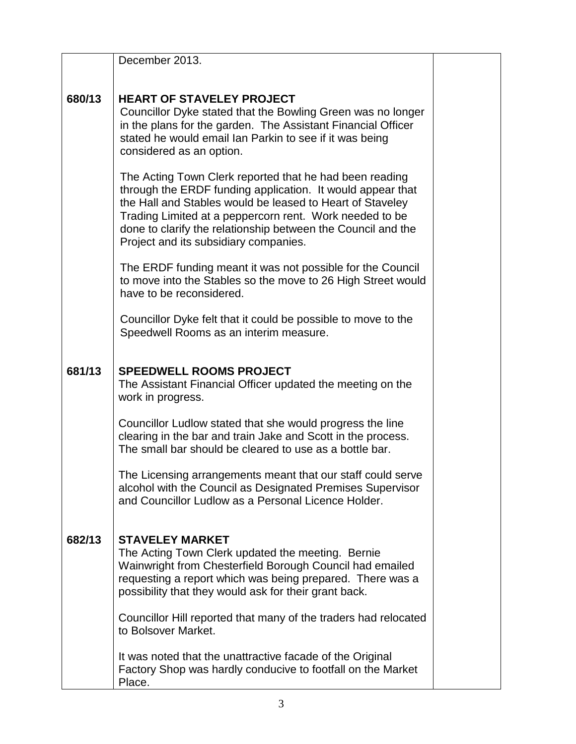| | | |
|---|---|---|
| | December 2013. | |
| **680/13** | **HEART OF STAVELEY PROJECT**<br>Councillor Dyke stated that the Bowling Green was no longer in the plans for the garden. The Assistant Financial Officer stated he would email Ian Parkin to see if it was being considered as an option.<br><br>The Acting Town Clerk reported that he had been reading through the ERDF funding application. It would appear that the Hall and Stables would be leased to Heart of Staveley Trading Limited at a peppercorn rent. Work needed to be done to clarify the relationship between the Council and the Project and its subsidiary companies.<br><br>The ERDF funding meant it was not possible for the Council to move into the Stables so the move to 26 High Street would have to be reconsidered.<br><br>Councillor Dyke felt that it could be possible to move to the Speedwell Rooms as an interim measure. | |
| **681/13** | **SPEEDWELL ROOMS PROJECT**<br>The Assistant Financial Officer updated the meeting on the work in progress.<br><br>Councillor Ludlow stated that she would progress the line clearing in the bar and train Jake and Scott in the process. The small bar should be cleared to use as a bottle bar.<br><br>The Licensing arrangements meant that our staff could serve alcohol with the Council as Designated Premises Supervisor and Councillor Ludlow as a Personal Licence Holder. | |
| **682/13** | **STAVELEY MARKET**<br>The Acting Town Clerk updated the meeting. Bernie Wainwright from Chesterfield Borough Council had emailed requesting a report which was being prepared. There was a possibility that they would ask for their grant back.<br><br>Councillor Hill reported that many of the traders had relocated to Bolsover Market.<br><br>It was noted that the unattractive facade of the Original Factory Shop was hardly conducive to footfall on the Market Place. | |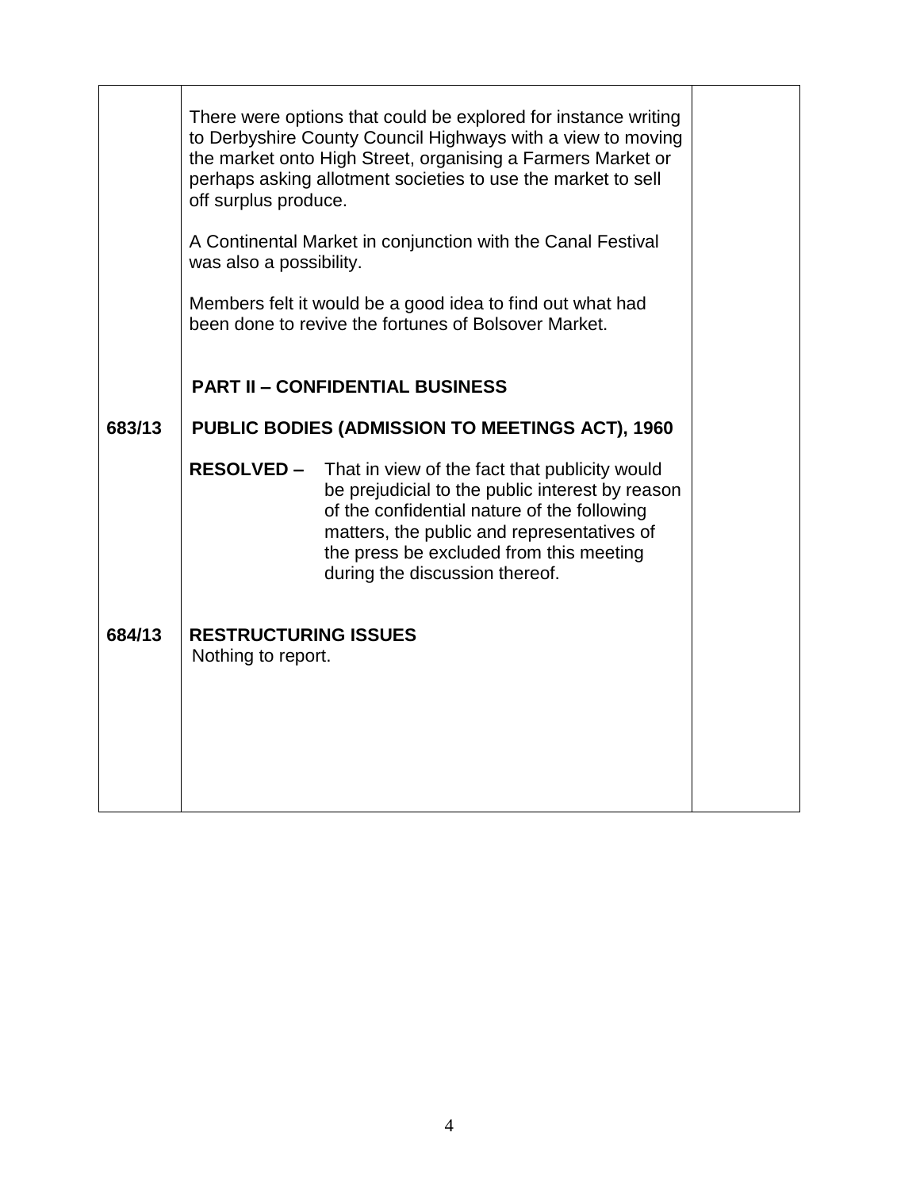| | | |
|---|---|---|
| | There were options that could be explored for instance writing to Derbyshire County Council Highways with a view to moving the market onto High Street, organising a Farmers Market or perhaps asking allotment societies to use the market to sell off surplus produce.<br><br>A Continental Market in conjunction with the Canal Festival was also a possibility.<br><br>Members felt it would be a good idea to find out what had been done to revive the fortunes of Bolsover Market.<br><br>**PART II – CONFIDENTIAL BUSINESS** | |
| **683/13** | **PUBLIC BODIES (ADMISSION TO MEETINGS ACT), 1960**<br><br>**RESOLVED –** That in view of the fact that publicity would be prejudicial to the public interest by reason of the confidential nature of the following matters, the public and representatives of the press be excluded from this meeting during the discussion thereof. | |
| **684/13** | **RESTRUCTURING ISSUES**<br>Nothing to report. | |